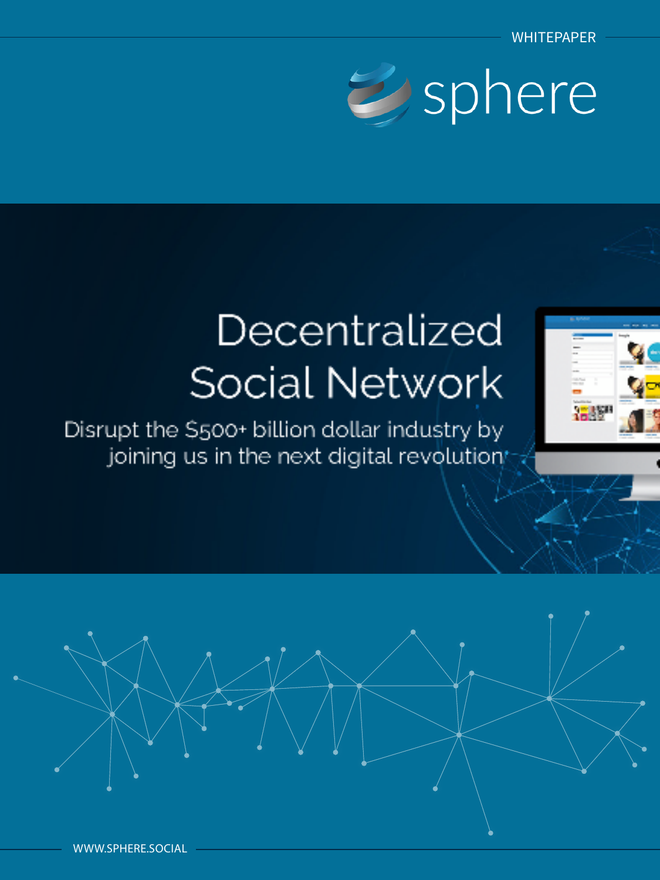WHITEPAPER

# sphere

# Decentralized Social Network

Disrupt the $500+ billion dollar industry by joining us in the next digital revolution

WWW.SPHERE.SOCIAL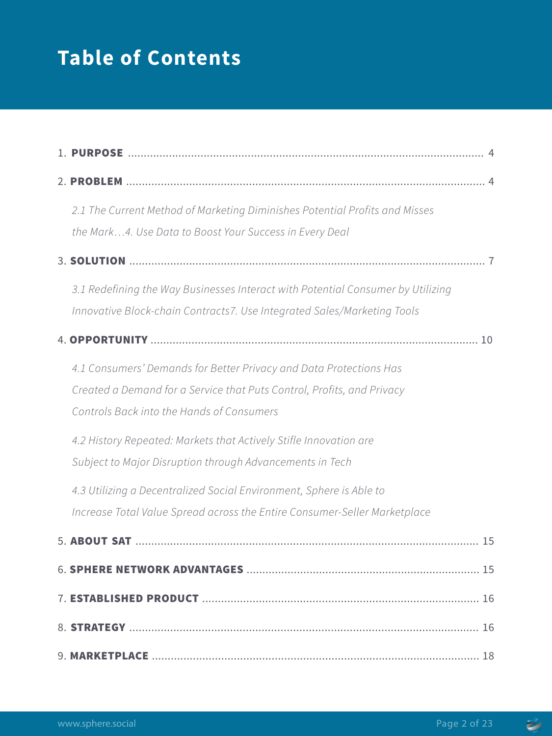# Table of Contents

1. **PURPOSE** .................................................................................................................. 4

2. **PROBLEM** .................................................................................................................. 4

   *2.1 The Current Method of Marketing Diminishes Potential Profits and Misses the Mark…4. Use Data to Boost Your Success in Every Deal*

3. **SOLUTION** .................................................................................................................. 7

   *3.1 Redefining the Way Businesses Interact with Potential Consumer by Utilizing Innovative Block-chain Contracts7. Use Integrated Sales/Marketing Tools*

4. **OPPORTUNITY** ........................................................................................................ 10

   *4.1 Consumers' Demands for Better Privacy and Data Protections Has Created a Demand for a Service that Puts Control, Profits, and Privacy Controls Back into the Hands of Consumers*

   *4.2 History Repeated: Markets that Actively Stifle Innovation are Subject to Major Disruption through Advancements in Tech*

   *4.3 Utilizing a Decentralized Social Environment, Sphere is Able to Increase Total Value Spread across the Entire Consumer-Seller Marketplace*

5. **ABOUT SAT** ............................................................................................................ 15

6. **SPHERE NETWORK ADVANTAGES** ......................................................................... 15

7. **ESTABLISHED PRODUCT** ....................................................................................... 16

8. **STRATEGY** ............................................................................................................... 16

9. **MARKETPLACE** ........................................................................................................ 18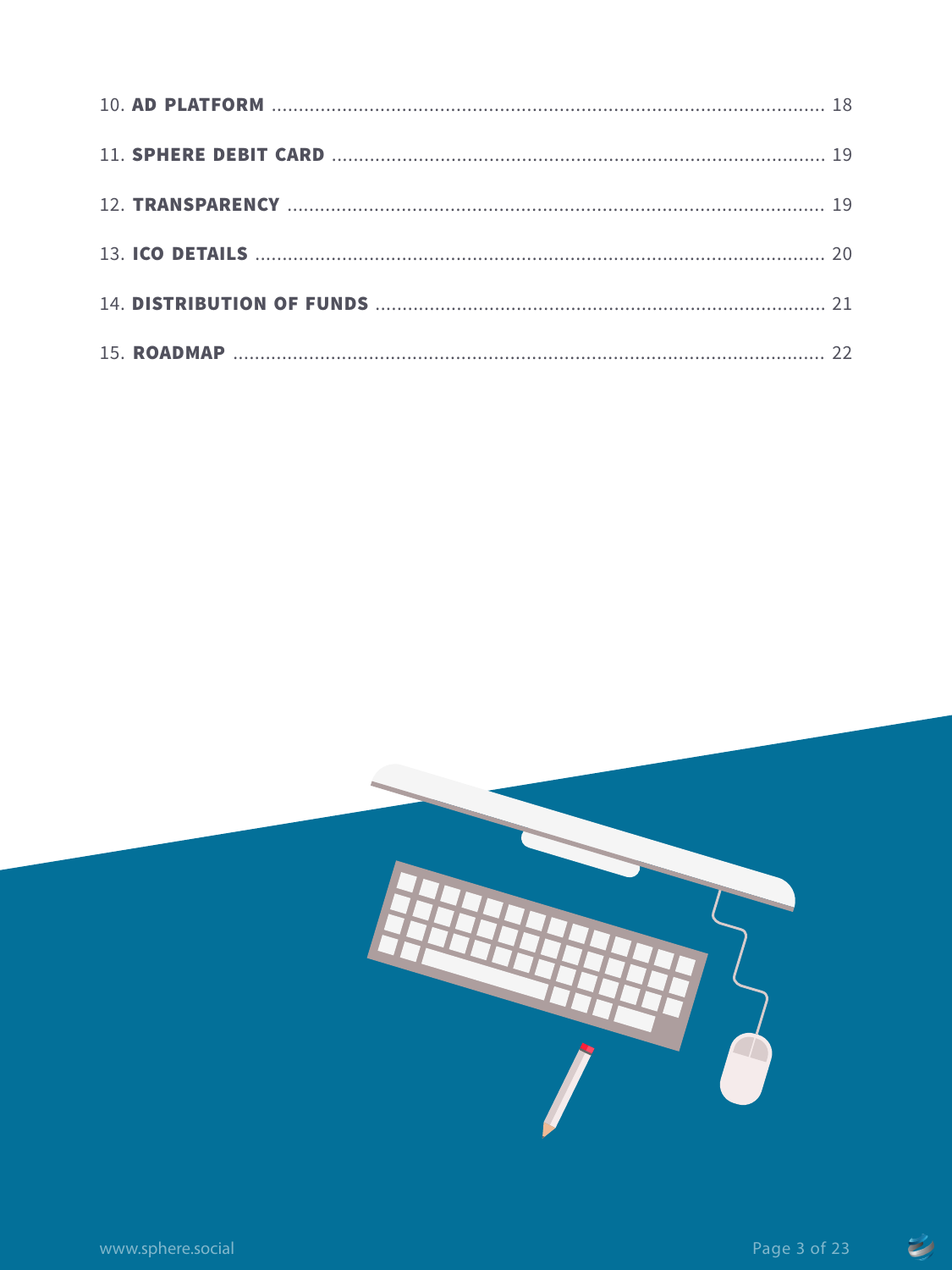10. **AD PLATFORM** .................................................................................................... 18

11. **SPHERE DEBIT CARD** ........................................................................................ 19

12. **TRANSPARENCY** ................................................................................................ 19

13. **ICO DETAILS** ....................................................................................................... 20

14. **DISTRIBUTION OF FUNDS** .................................................................................. 21

15. **ROADMAP** ........................................................................................................... 22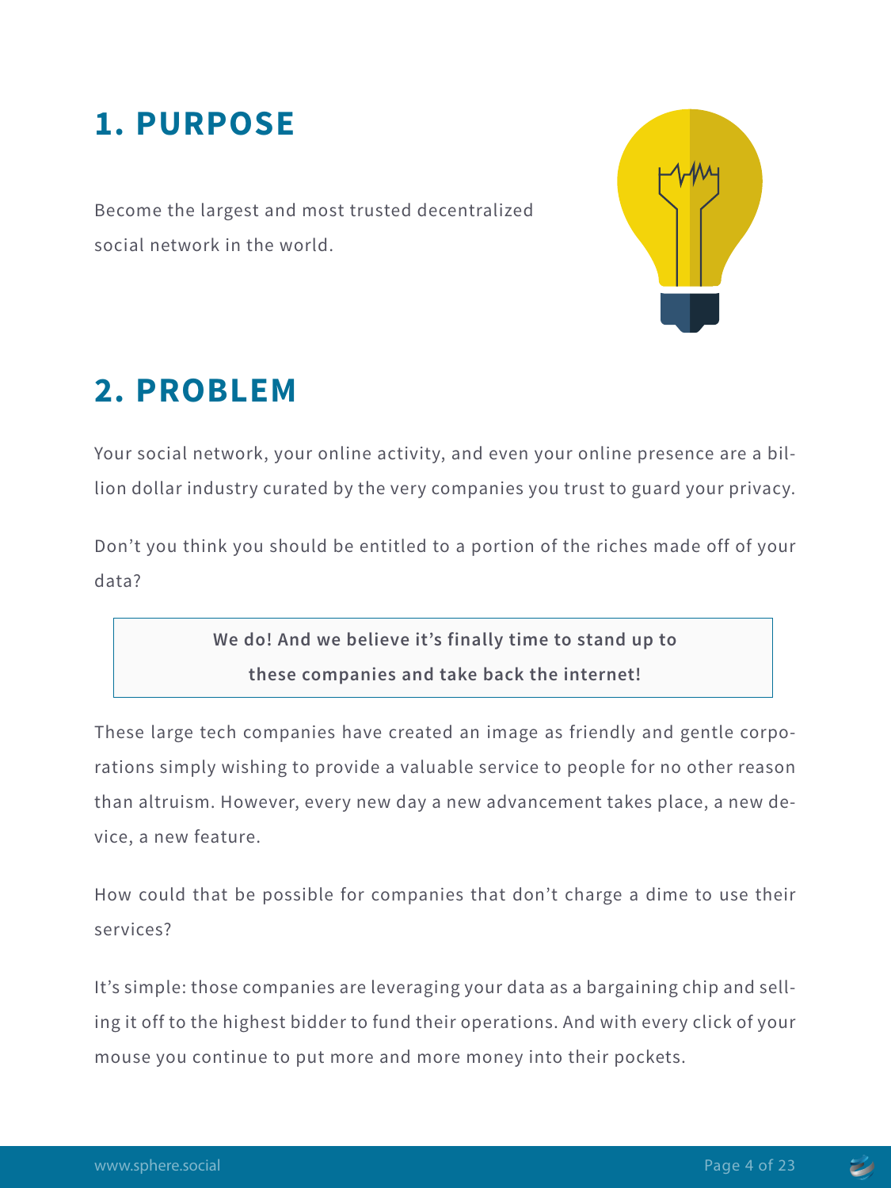## 1. PURPOSE

Become the largest and most trusted decentralized social network in the world.

## 2. PROBLEM

Your social network, your online activity, and even your online presence are a billion dollar industry curated by the very companies you trust to guard your privacy.

Don't you think you should be entitled to a portion of the riches made off of your data?

**We do! And we believe it's finally time to stand up to these companies and take back the internet!**

These large tech companies have created an image as friendly and gentle corporations simply wishing to provide a valuable service to people for no other reason than altruism. However, every new day a new advancement takes place, a new device, a new feature.

How could that be possible for companies that don't charge a dime to use their services?

It's simple: those companies are leveraging your data as a bargaining chip and selling it off to the highest bidder to fund their operations. And with every click of your mouse you continue to put more and more money into their pockets.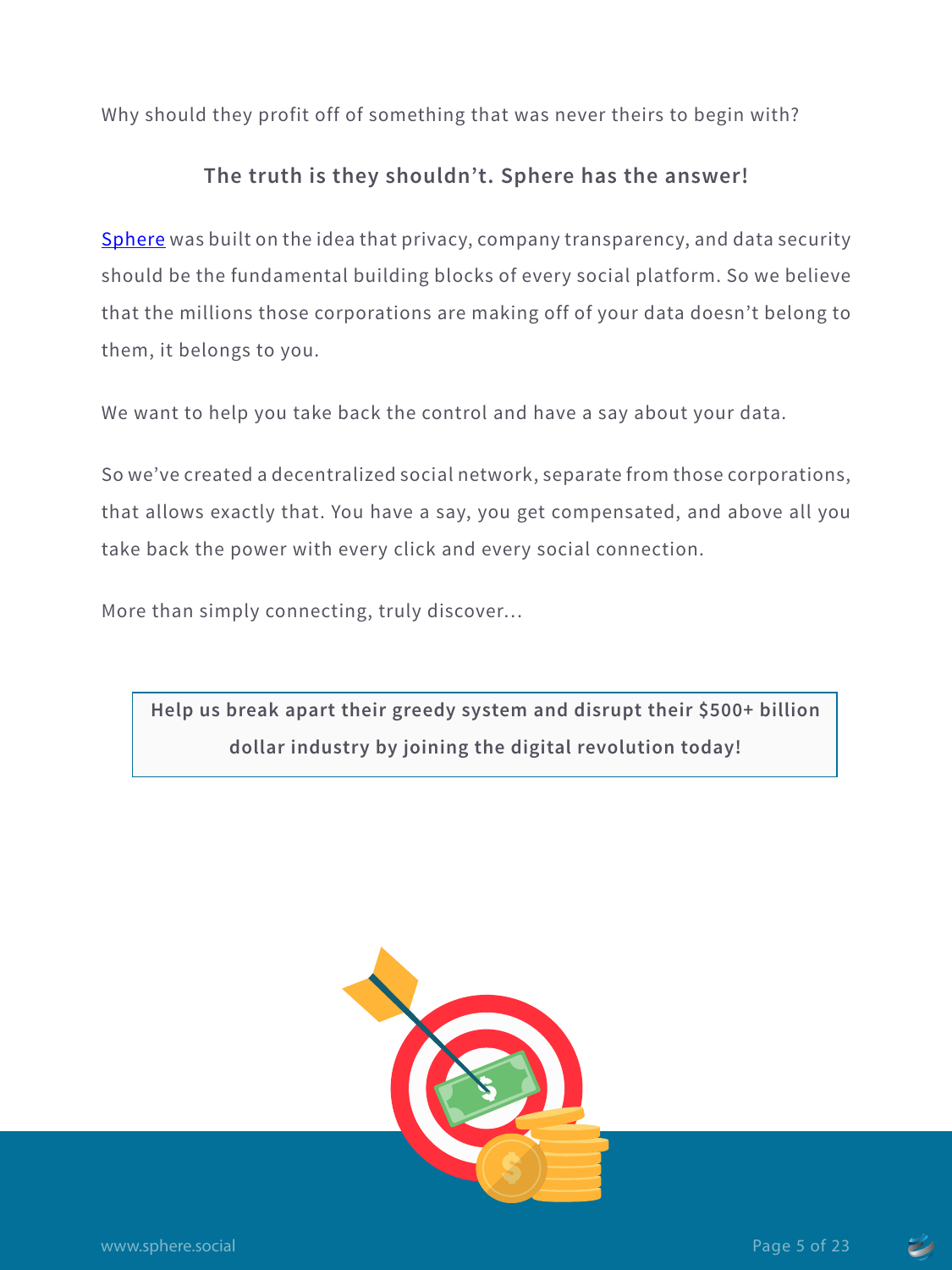Why should they profit off of something that was never theirs to begin with?

**The truth is they shouldn't. Sphere has the answer!**

Sphere was built on the idea that privacy, company transparency, and data security should be the fundamental building blocks of every social platform. So we believe that the millions those corporations are making off of your data doesn't belong to them, it belongs to you.

We want to help you take back the control and have a say about your data.

So we've created a decentralized social network, separate from those corporations, that allows exactly that. You have a say, you get compensated, and above all you take back the power with every click and every social connection.

More than simply connecting, truly discover…

**Help us break apart their greedy system and disrupt their $500+ billion dollar industry by joining the digital revolution today!**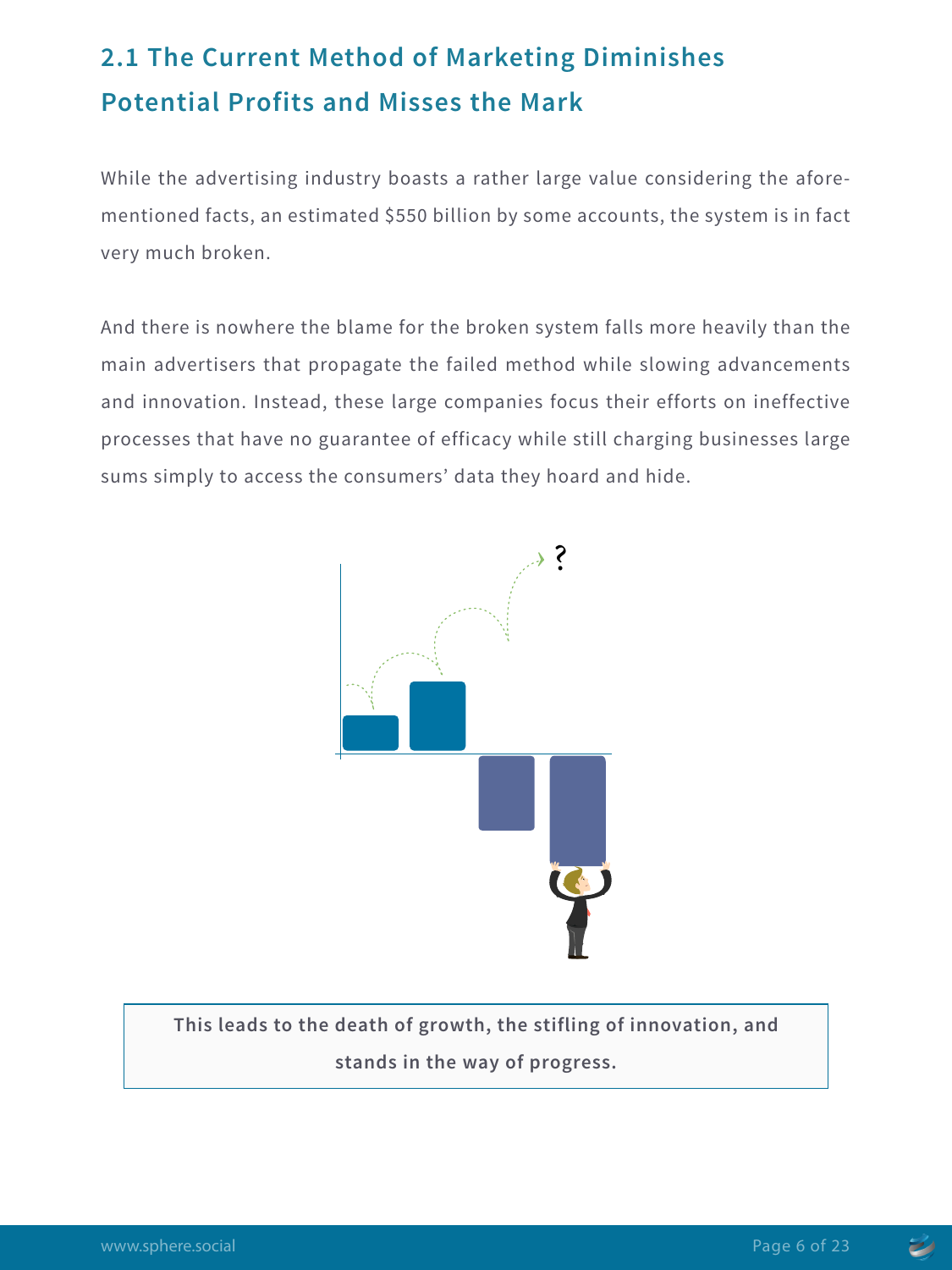## 2.1 The Current Method of Marketing Diminishes Potential Profits and Misses the Mark

While the advertising industry boasts a rather large value considering the aforementioned facts, an estimated $550 billion by some accounts, the system is in fact very much broken.

And there is nowhere the blame for the broken system falls more heavily than the main advertisers that propagate the failed method while slowing advancements and innovation. Instead, these large companies focus their efforts on ineffective processes that have no guarantee of efficacy while still charging businesses large sums simply to access the consumers' data they hoard and hide.

**This leads to the death of growth, the stifling of innovation, and stands in the way of progress.**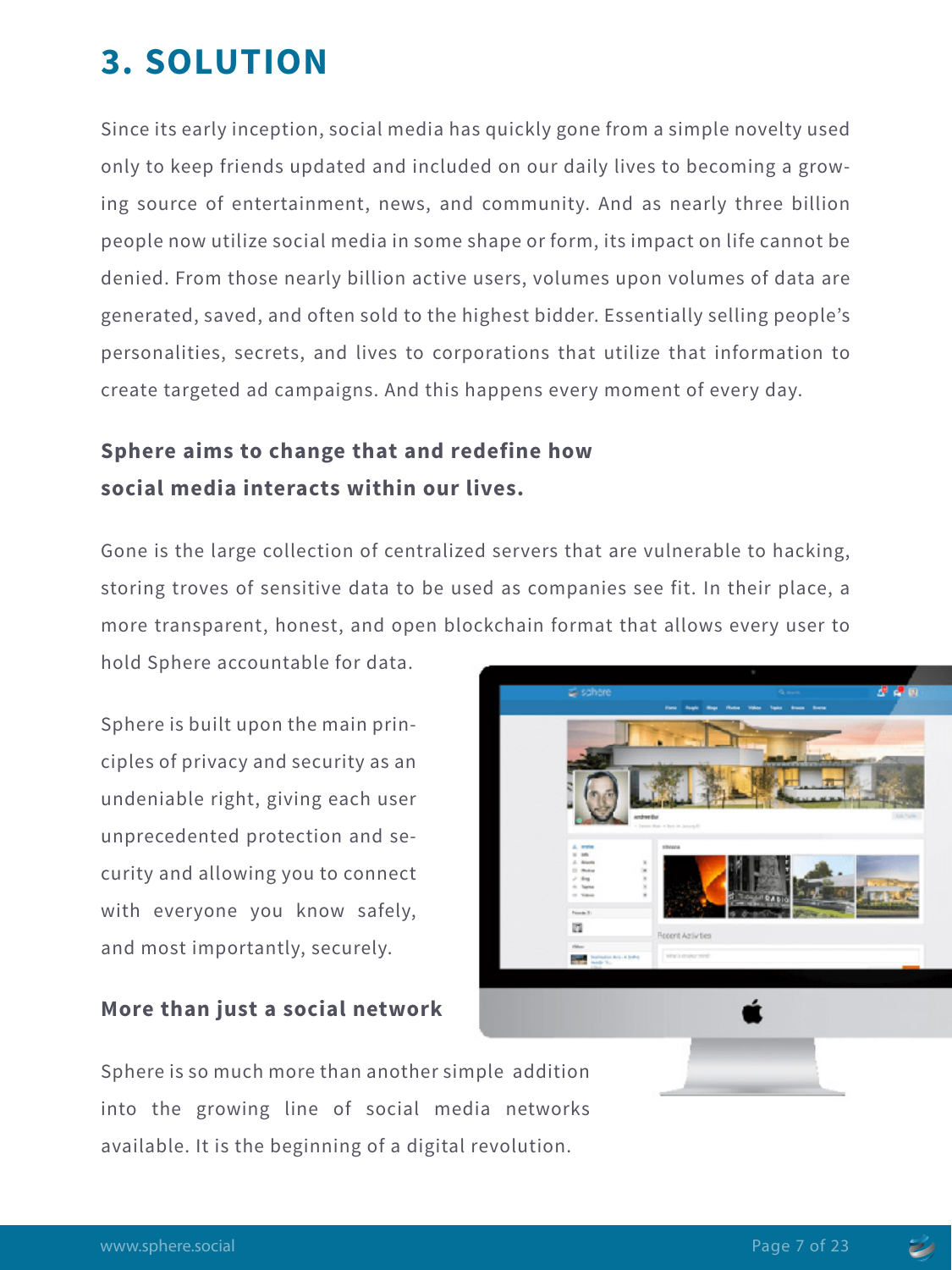# 3. SOLUTION

Since its early inception, social media has quickly gone from a simple novelty used only to keep friends updated and included on our daily lives to becoming a growing source of entertainment, news, and community. And as nearly three billion people now utilize social media in some shape or form, its impact on life cannot be denied. From those nearly billion active users, volumes upon volumes of data are generated, saved, and often sold to the highest bidder. Essentially selling people's personalities, secrets, and lives to corporations that utilize that information to create targeted ad campaigns. And this happens every moment of every day.

**Sphere aims to change that and redefine how social media interacts within our lives.**

Gone is the large collection of centralized servers that are vulnerable to hacking, storing troves of sensitive data to be used as companies see fit. In their place, a more transparent, honest, and open blockchain format that allows every user to hold Sphere accountable for data.

Sphere is built upon the main principles of privacy and security as an undeniable right, giving each user unprecedented protection and security and allowing you to connect with everyone you know safely, and most importantly, securely.

### More than just a social network

Sphere is so much more than another simple addition into the growing line of social media networks available. It is the beginning of a digital revolution.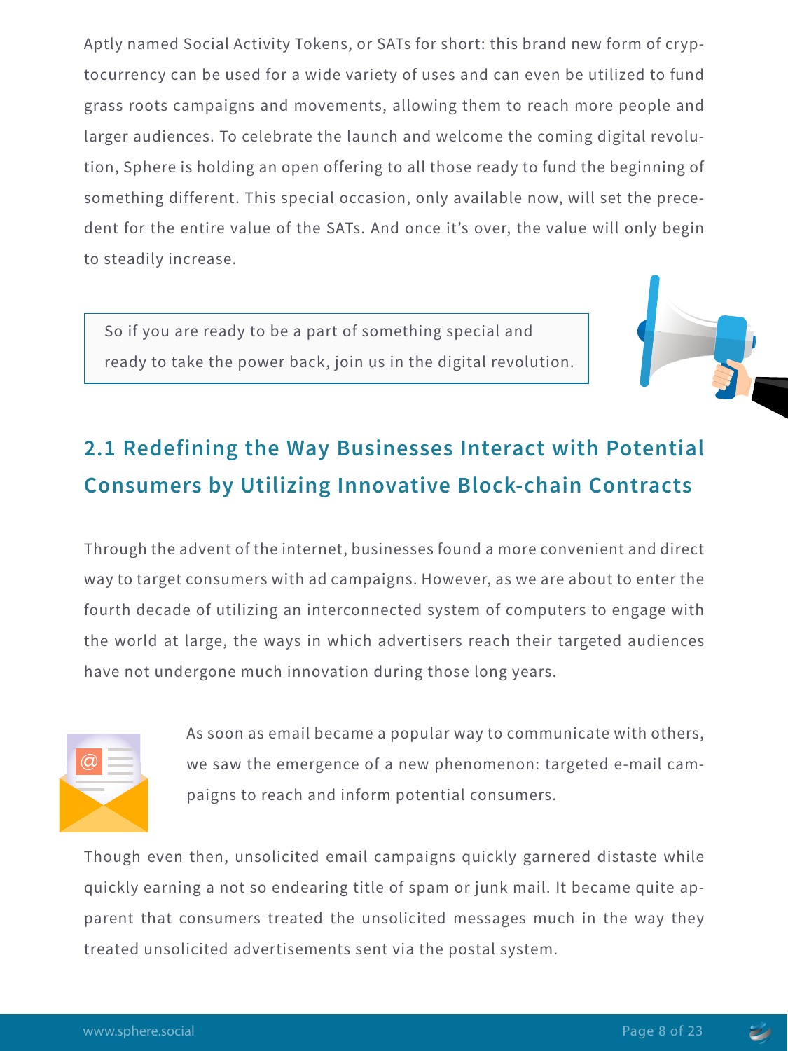Aptly named Social Activity Tokens, or SATs for short: this brand new form of cryptocurrency can be used for a wide variety of uses and can even be utilized to fund grass roots campaigns and movements, allowing them to reach more people and larger audiences. To celebrate the launch and welcome the coming digital revolution, Sphere is holding an open offering to all those ready to fund the beginning of something different. This special occasion, only available now, will set the precedent for the entire value of the SATs. And once it's over, the value will only begin to steadily increase.

So if you are ready to be a part of something special and ready to take the power back, join us in the digital revolution.

## 2.1 Redefining the Way Businesses Interact with Potential Consumers by Utilizing Innovative Block-chain Contracts

Through the advent of the internet, businesses found a more convenient and direct way to target consumers with ad campaigns. However, as we are about to enter the fourth decade of utilizing an interconnected system of computers to engage with the world at large, the ways in which advertisers reach their targeted audiences have not undergone much innovation during those long years.

As soon as email became a popular way to communicate with others, we saw the emergence of a new phenomenon: targeted e-mail campaigns to reach and inform potential consumers.

Though even then, unsolicited email campaigns quickly garnered distaste while quickly earning a not so endearing title of spam or junk mail. It became quite apparent that consumers treated the unsolicited messages much in the way they treated unsolicited advertisements sent via the postal system.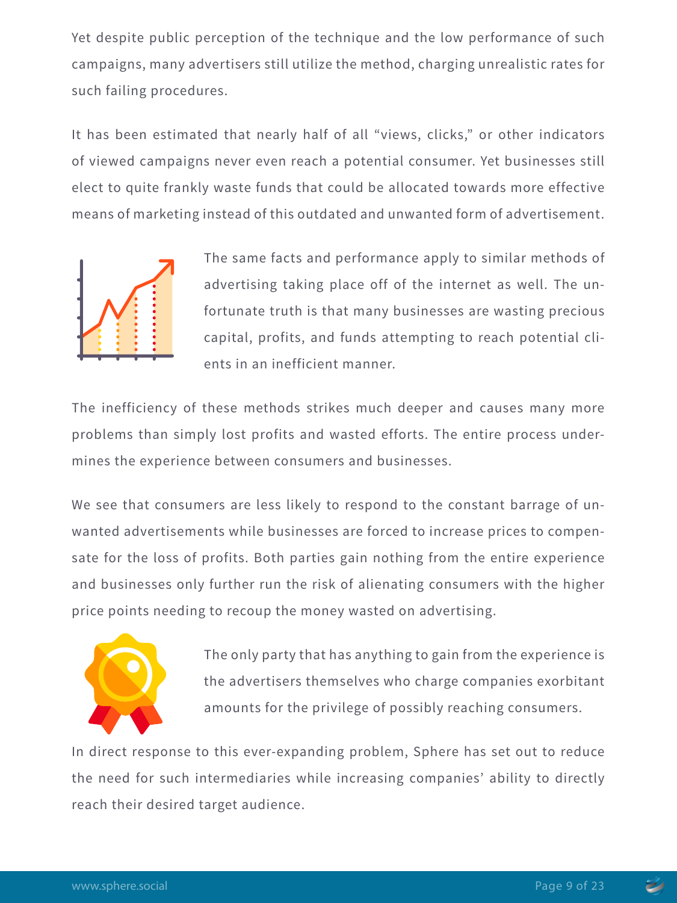Yet despite public perception of the technique and the low performance of such campaigns, many advertisers still utilize the method, charging unrealistic rates for such failing procedures.

It has been estimated that nearly half of all "views, clicks," or other indicators of viewed campaigns never even reach a potential consumer. Yet businesses still elect to quite frankly waste funds that could be allocated towards more effective means of marketing instead of this outdated and unwanted form of advertisement.

The same facts and performance apply to similar methods of advertising taking place off of the internet as well. The unfortunate truth is that many businesses are wasting precious capital, profits, and funds attempting to reach potential clients in an inefficient manner.

The inefficiency of these methods strikes much deeper and causes many more problems than simply lost profits and wasted efforts. The entire process undermines the experience between consumers and businesses.

We see that consumers are less likely to respond to the constant barrage of unwanted advertisements while businesses are forced to increase prices to compensate for the loss of profits. Both parties gain nothing from the entire experience and businesses only further run the risk of alienating consumers with the higher price points needing to recoup the money wasted on advertising.

The only party that has anything to gain from the experience is the advertisers themselves who charge companies exorbitant amounts for the privilege of possibly reaching consumers.

In direct response to this ever-expanding problem, Sphere has set out to reduce the need for such intermediaries while increasing companies' ability to directly reach their desired target audience.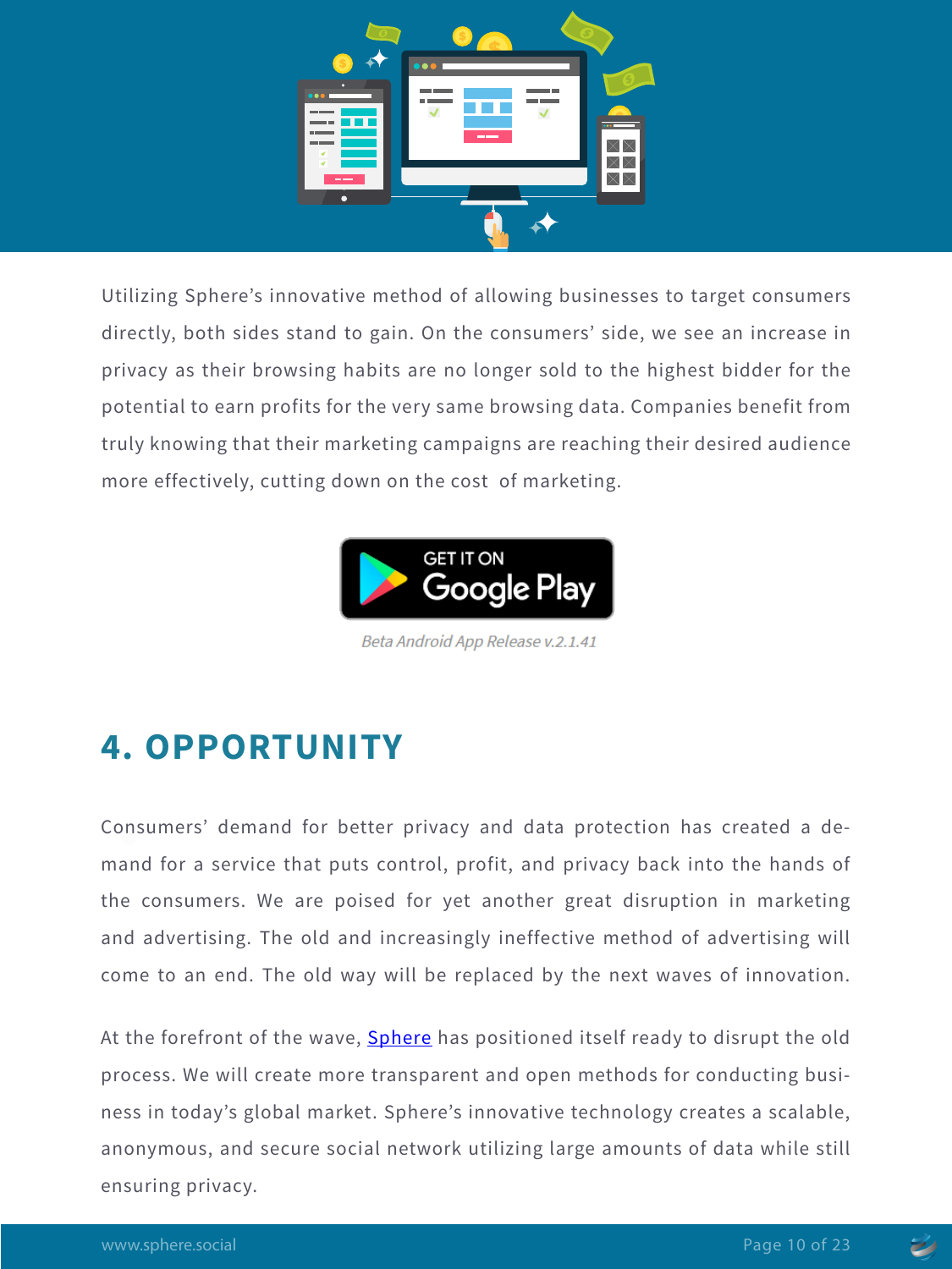Utilizing Sphere's innovative method of allowing businesses to target consumers directly, both sides stand to gain. On the consumers' side, we see an increase in privacy as their browsing habits are no longer sold to the highest bidder for the potential to earn profits for the very same browsing data. Companies benefit from truly knowing that their marketing campaigns are reaching their desired audience more effectively, cutting down on the cost of marketing.

GET IT ON Google Play

*Beta Android App Release v.2.1.41*

# 4. OPPORTUNITY

Consumers' demand for better privacy and data protection has created a demand for a service that puts control, profit, and privacy back into the hands of the consumers. We are poised for yet another great disruption in marketing and advertising. The old and increasingly ineffective method of advertising will come to an end. The old way will be replaced by the next waves of innovation.

At the forefront of the wave, Sphere has positioned itself ready to disrupt the old process. We will create more transparent and open methods for conducting business in today's global market. Sphere's innovative technology creates a scalable, anonymous, and secure social network utilizing large amounts of data while still ensuring privacy.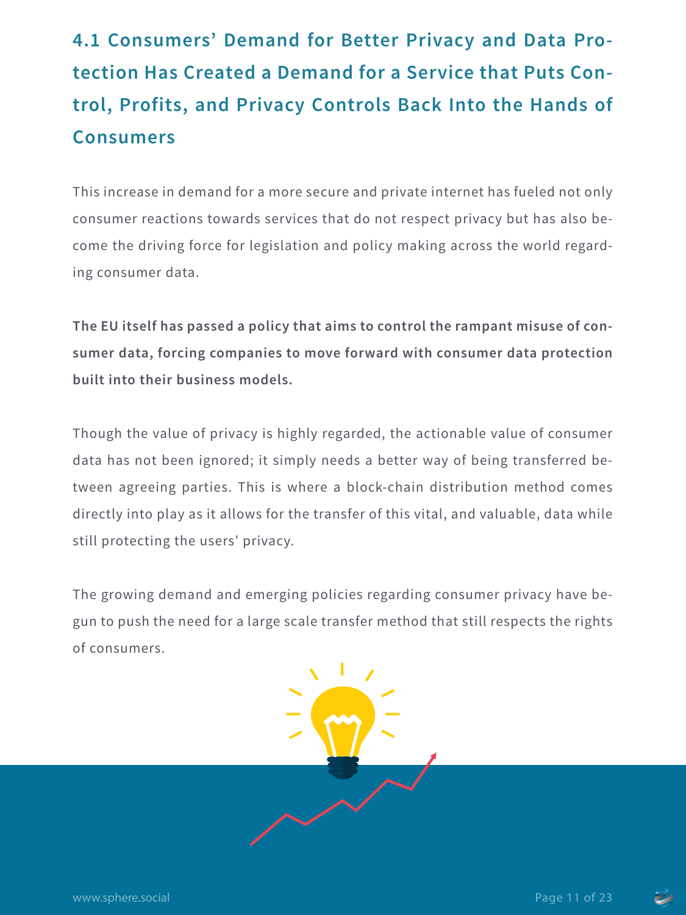### 4.1 Consumers' Demand for Better Privacy and Data Protection Has Created a Demand for a Service that Puts Control, Profits, and Privacy Controls Back Into the Hands of Consumers

This increase in demand for a more secure and private internet has fueled not only consumer reactions towards services that do not respect privacy but has also become the driving force for legislation and policy making across the world regarding consumer data.

**The EU itself has passed a policy that aims to control the rampant misuse of consumer data, forcing companies to move forward with consumer data protection built into their business models.**

Though the value of privacy is highly regarded, the actionable value of consumer data has not been ignored; it simply needs a better way of being transferred between agreeing parties. This is where a block-chain distribution method comes directly into play as it allows for the transfer of this vital, and valuable, data while still protecting the users' privacy.

The growing demand and emerging policies regarding consumer privacy have begun to push the need for a large scale transfer method that still respects the rights of consumers.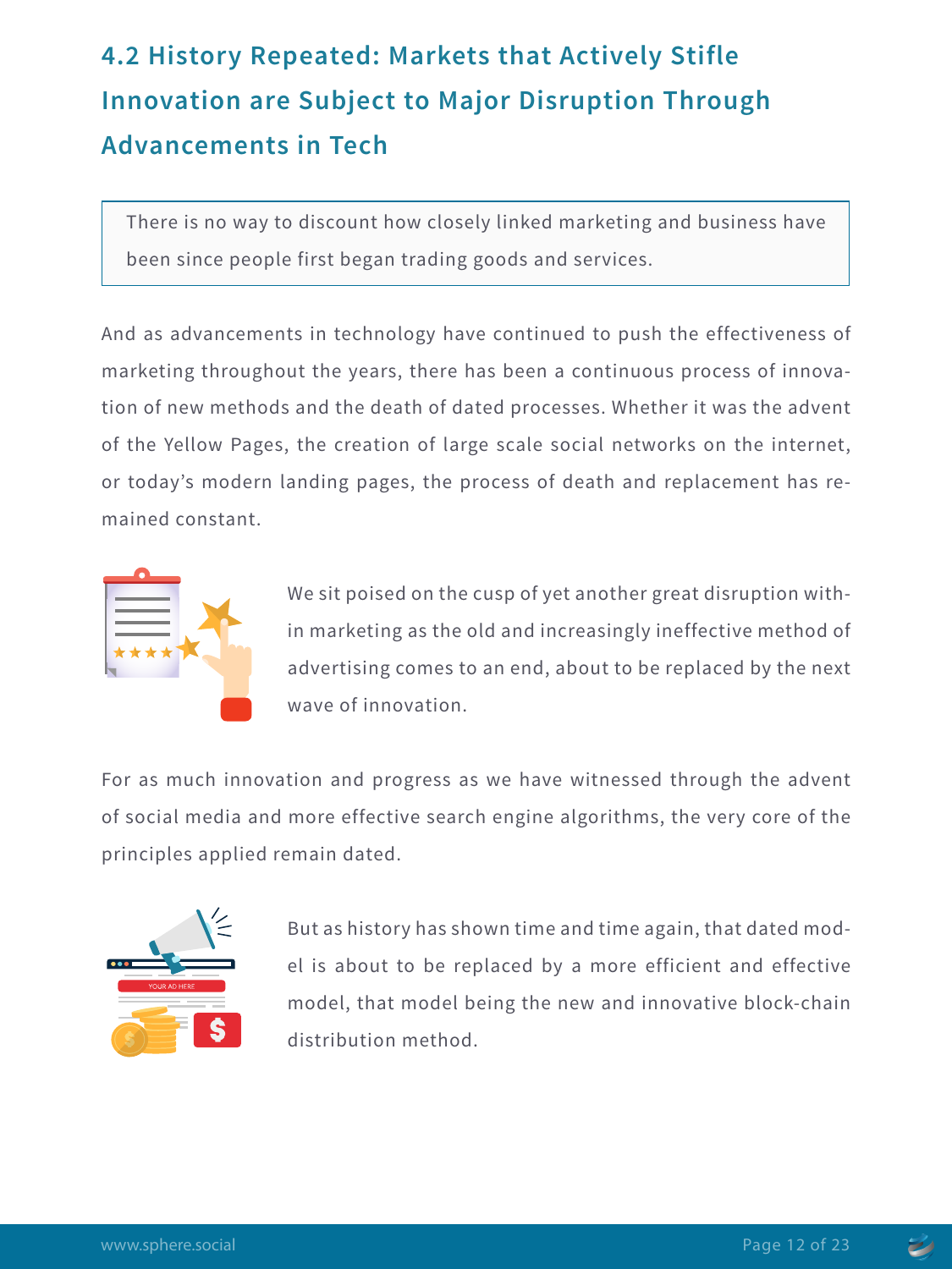## 4.2 History Repeated: Markets that Actively Stifle Innovation are Subject to Major Disruption Through Advancements in Tech

> There is no way to discount how closely linked marketing and business have been since people first began trading goods and services.

And as advancements in technology have continued to push the effectiveness of marketing throughout the years, there has been a continuous process of innovation of new methods and the death of dated processes. Whether it was the advent of the Yellow Pages, the creation of large scale social networks on the internet, or today's modern landing pages, the process of death and replacement has remained constant.

We sit poised on the cusp of yet another great disruption within marketing as the old and increasingly ineffective method of advertising comes to an end, about to be replaced by the next wave of innovation.

For as much innovation and progress as we have witnessed through the advent of social media and more effective search engine algorithms, the very core of the principles applied remain dated.

But as history has shown time and time again, that dated model is about to be replaced by a more efficient and effective model, that model being the new and innovative block-chain distribution method.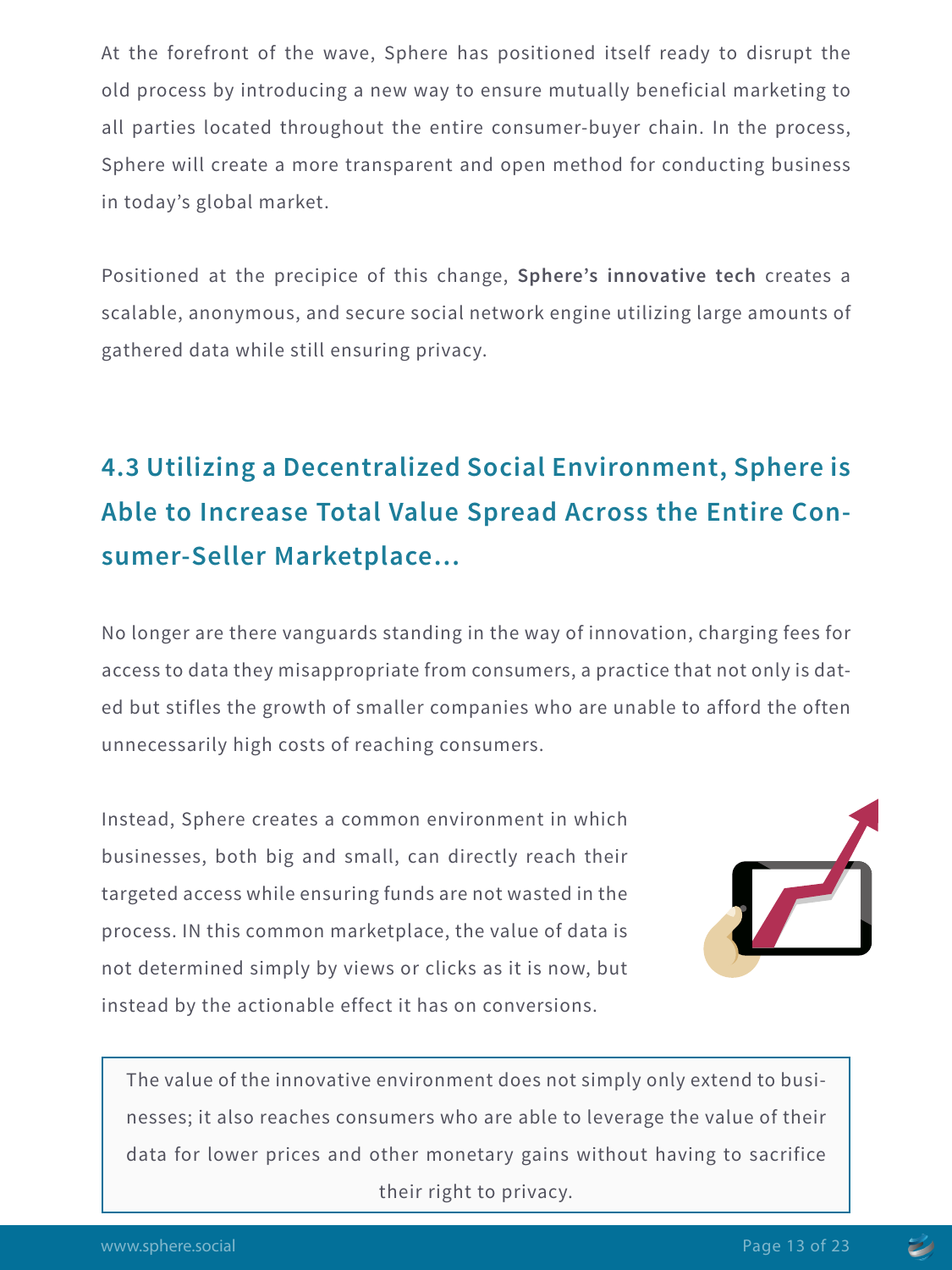At the forefront of the wave, Sphere has positioned itself ready to disrupt the old process by introducing a new way to ensure mutually beneficial marketing to all parties located throughout the entire consumer-buyer chain. In the process, Sphere will create a more transparent and open method for conducting business in today's global market.

Positioned at the precipice of this change, **Sphere's innovative tech** creates a scalable, anonymous, and secure social network engine utilizing large amounts of gathered data while still ensuring privacy.

## 4.3 Utilizing a Decentralized Social Environment, Sphere is Able to Increase Total Value Spread Across the Entire Consumer-Seller Marketplace...

No longer are there vanguards standing in the way of innovation, charging fees for access to data they misappropriate from consumers, a practice that not only is dated but stifles the growth of smaller companies who are unable to afford the often unnecessarily high costs of reaching consumers.

Instead, Sphere creates a common environment in which businesses, both big and small, can directly reach their targeted access while ensuring funds are not wasted in the process. IN this common marketplace, the value of data is not determined simply by views or clicks as it is now, but instead by the actionable effect it has on conversions.

The value of the innovative environment does not simply only extend to businesses; it also reaches consumers who are able to leverage the value of their data for lower prices and other monetary gains without having to sacrifice their right to privacy.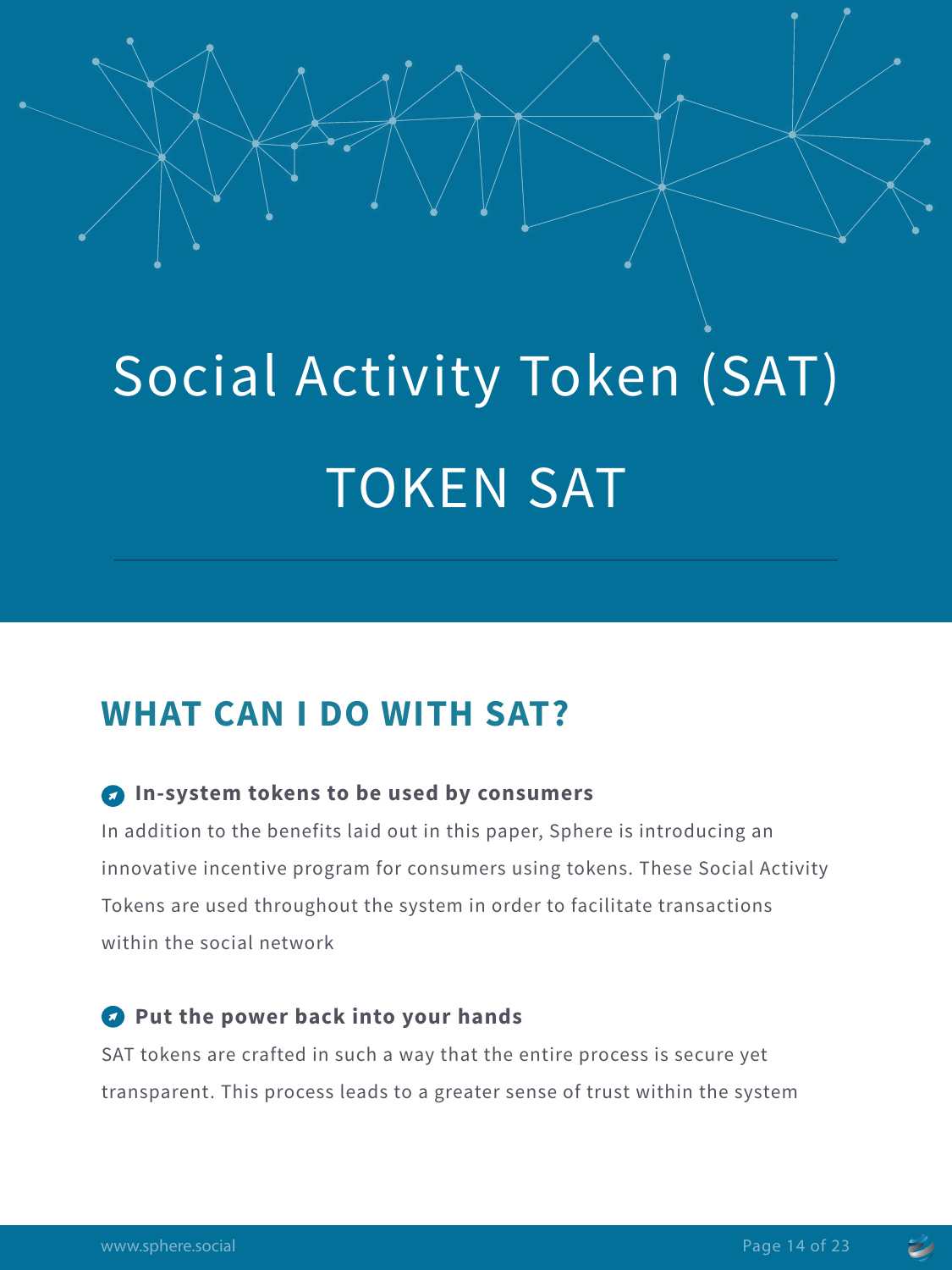# Social Activity Token (SAT)

# TOKEN SAT

## WHAT CAN I DO WITH SAT?

**In-system tokens to be used by consumers**

In addition to the benefits laid out in this paper, Sphere is introducing an innovative incentive program for consumers using tokens. These Social Activity Tokens are used throughout the system in order to facilitate transactions within the social network

**Put the power back into your hands**

SAT tokens are crafted in such a way that the entire process is secure yet transparent. This process leads to a greater sense of trust within the system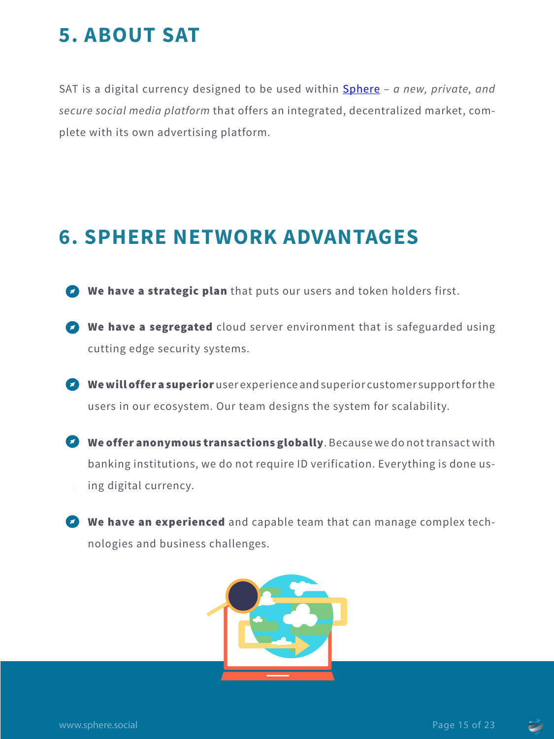## 5. ABOUT SAT

SAT is a digital currency designed to be used within [Sphere](http://www.sphere.social) – *a new, private, and secure social media platform* that offers an integrated, decentralized market, complete with its own advertising platform.

## 6. SPHERE NETWORK ADVANTAGES

- **We have a strategic plan** that puts our users and token holders first.
- **We have a segregated** cloud server environment that is safeguarded using cutting edge security systems.
- **We will offer a superior** user experience and superior customer support for the users in our ecosystem. Our team designs the system for scalability.
- **We offer anonymous transactions globally**. Because we do not transact with banking institutions, we do not require ID verification. Everything is done using digital currency.
- **We have an experienced** and capable team that can manage complex technologies and business challenges.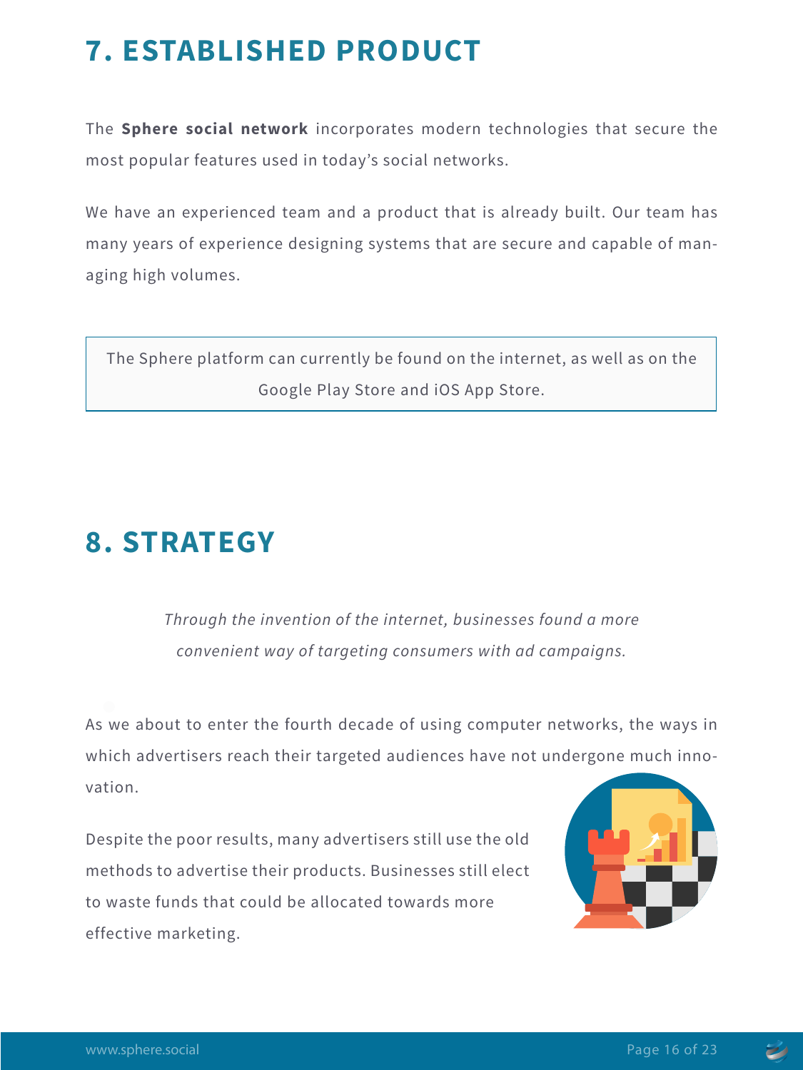# 7. ESTABLISHED PRODUCT

The **Sphere social network** incorporates modern technologies that secure the most popular features used in today's social networks.

We have an experienced team and a product that is already built. Our team has many years of experience designing systems that are secure and capable of managing high volumes.

> The Sphere platform can currently be found on the internet, as well as on the Google Play Store and iOS App Store.

# 8. STRATEGY

*Through the invention of the internet, businesses found a more convenient way of targeting consumers with ad campaigns.*

As we about to enter the fourth decade of using computer networks, the ways in which advertisers reach their targeted audiences have not undergone much innovation.

Despite the poor results, many advertisers still use the old methods to advertise their products. Businesses still elect to waste funds that could be allocated towards more effective marketing.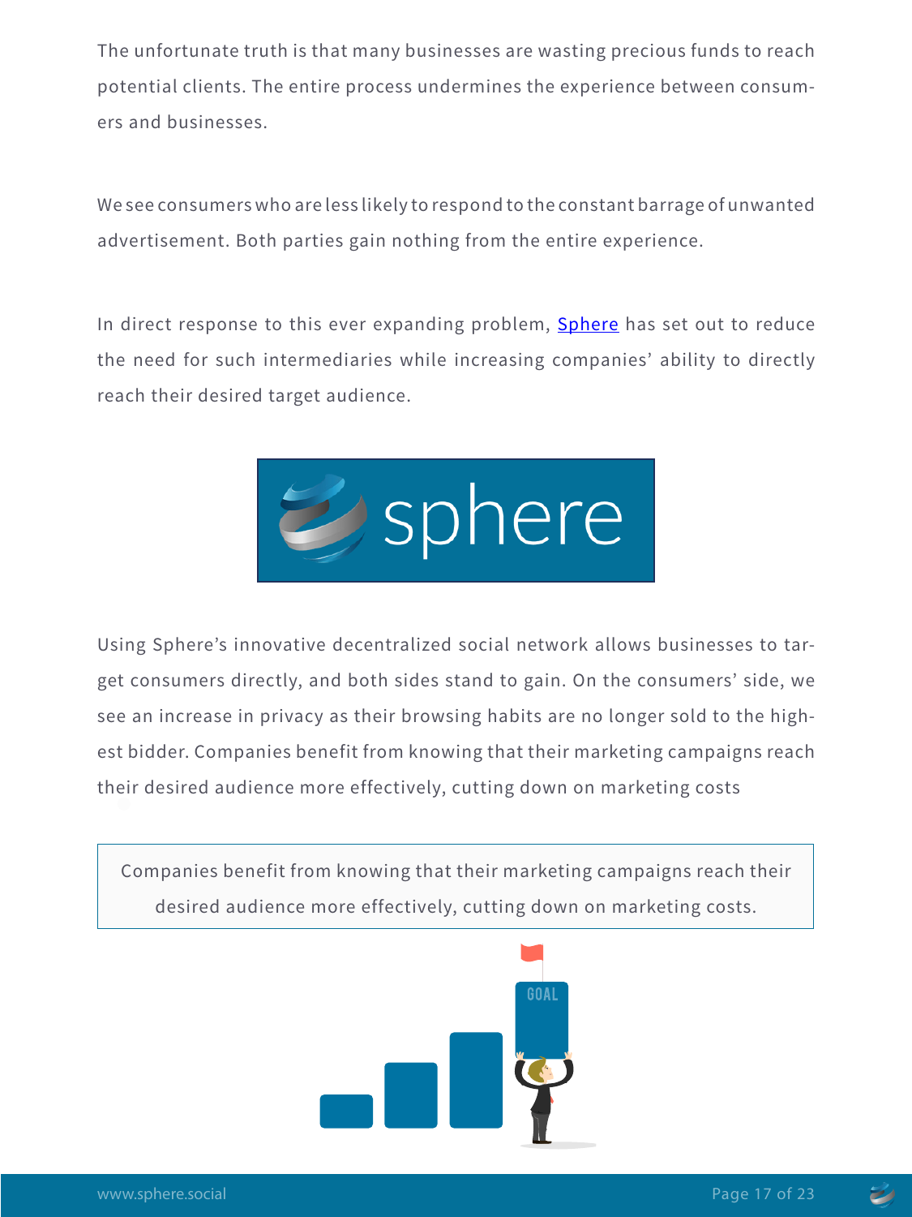The unfortunate truth is that many businesses are wasting precious funds to reach potential clients. The entire process undermines the experience between consumers and businesses.

We see consumers who are less likely to respond to the constant barrage of unwanted advertisement. Both parties gain nothing from the entire experience.

In direct response to this ever expanding problem, [Sphere](https://sphere.social) has set out to reduce the need for such intermediaries while increasing companies' ability to directly reach their desired target audience.

Using Sphere's innovative decentralized social network allows businesses to target consumers directly, and both sides stand to gain. On the consumers' side, we see an increase in privacy as their browsing habits are no longer sold to the highest bidder. Companies benefit from knowing that their marketing campaigns reach their desired audience more effectively, cutting down on marketing costs

> Companies benefit from knowing that their marketing campaigns reach their desired audience more effectively, cutting down on marketing costs.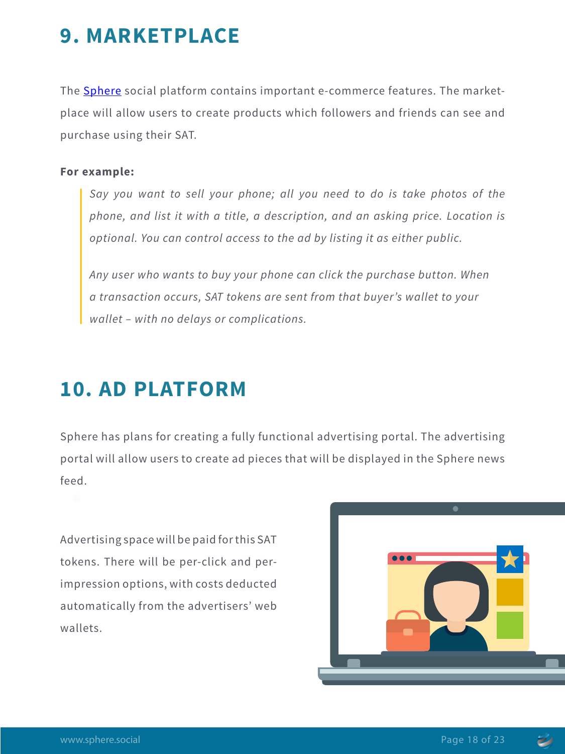# 9. MARKETPLACE

The Sphere social platform contains important e-commerce features. The market-place will allow users to create products which followers and friends can see and purchase using their SAT.

**For example:**

> *Say you want to sell your phone; all you need to do is take photos of the phone, and list it with a title, a description, and an asking price. Location is optional. You can control access to the ad by listing it as either public.*
>
> *Any user who wants to buy your phone can click the purchase button. When a transaction occurs, SAT tokens are sent from that buyer's wallet to your wallet – with no delays or complications.*

# 10. AD PLATFORM

Sphere has plans for creating a fully functional advertising portal. The advertising portal will allow users to create ad pieces that will be displayed in the Sphere news feed.

Advertising space will be paid for this SAT tokens. There will be per-click and per-impression options, with costs deducted automatically from the advertisers' web wallets.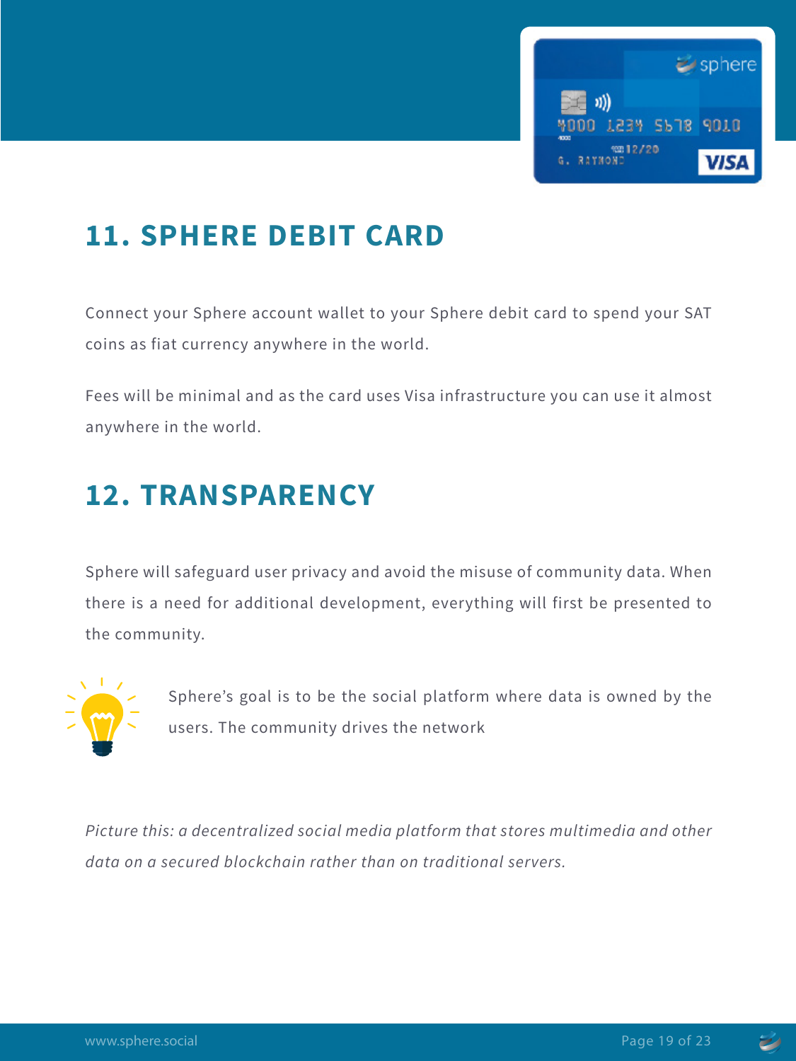## 11. SPHERE DEBIT CARD

Connect your Sphere account wallet to your Sphere debit card to spend your SAT coins as fiat currency anywhere in the world.

Fees will be minimal and as the card uses Visa infrastructure you can use it almost anywhere in the world.

## 12. TRANSPARENCY

Sphere will safeguard user privacy and avoid the misuse of community data. When there is a need for additional development, everything will first be presented to the community.

Sphere's goal is to be the social platform where data is owned by the users. The community drives the network

*Picture this: a decentralized social media platform that stores multimedia and other data on a secured blockchain rather than on traditional servers.*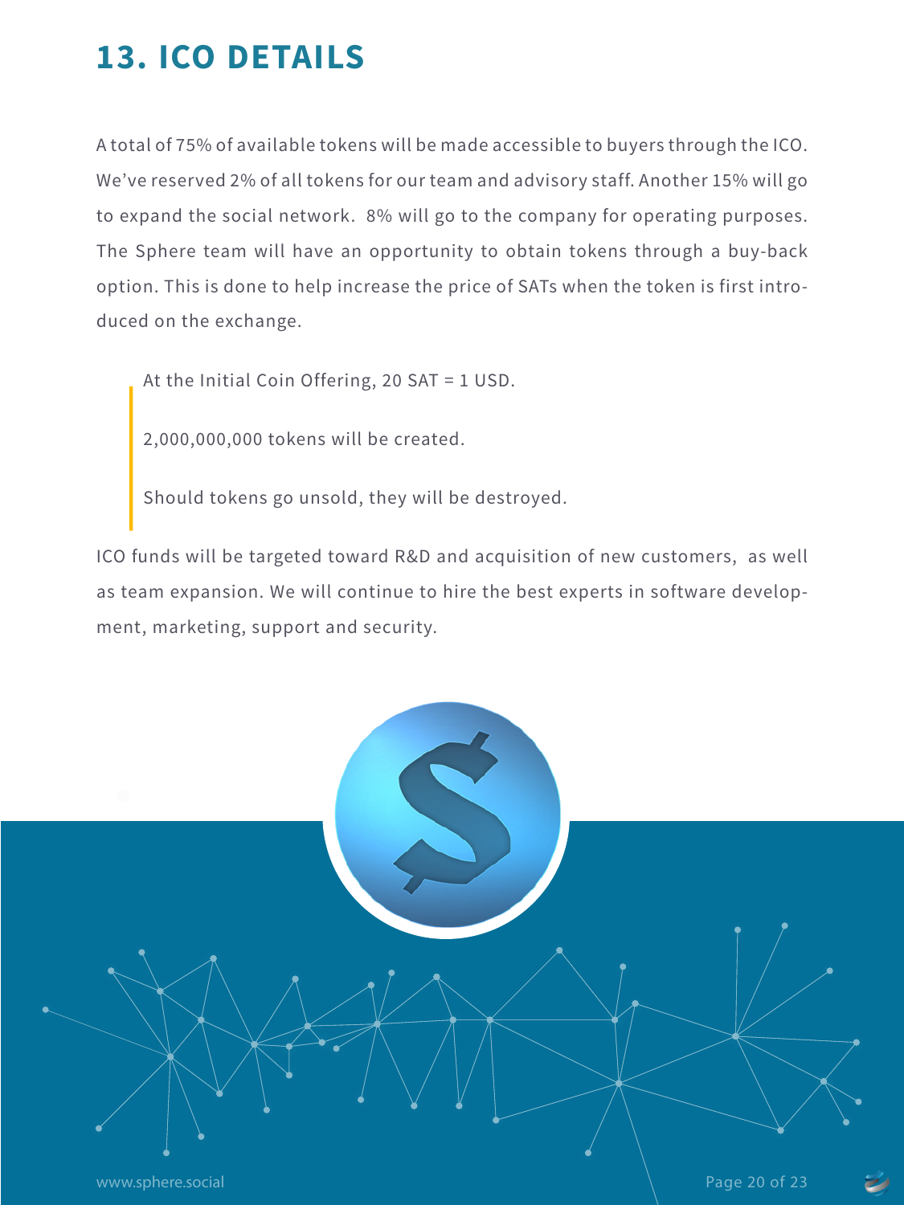## 13. ICO DETAILS

A total of 75% of available tokens will be made accessible to buyers through the ICO. We've reserved 2% of all tokens for our team and advisory staff. Another 15% will go to expand the social network. 8% will go to the company for operating purposes. The Sphere team will have an opportunity to obtain tokens through a buy-back option. This is done to help increase the price of SATs when the token is first introduced on the exchange.

> At the Initial Coin Offering, 20 SAT = 1 USD.
>
> 2,000,000,000 tokens will be created.
>
> Should tokens go unsold, they will be destroyed.

ICO funds will be targeted toward R&D and acquisition of new customers, as well as team expansion. We will continue to hire the best experts in software development, marketing, support and security.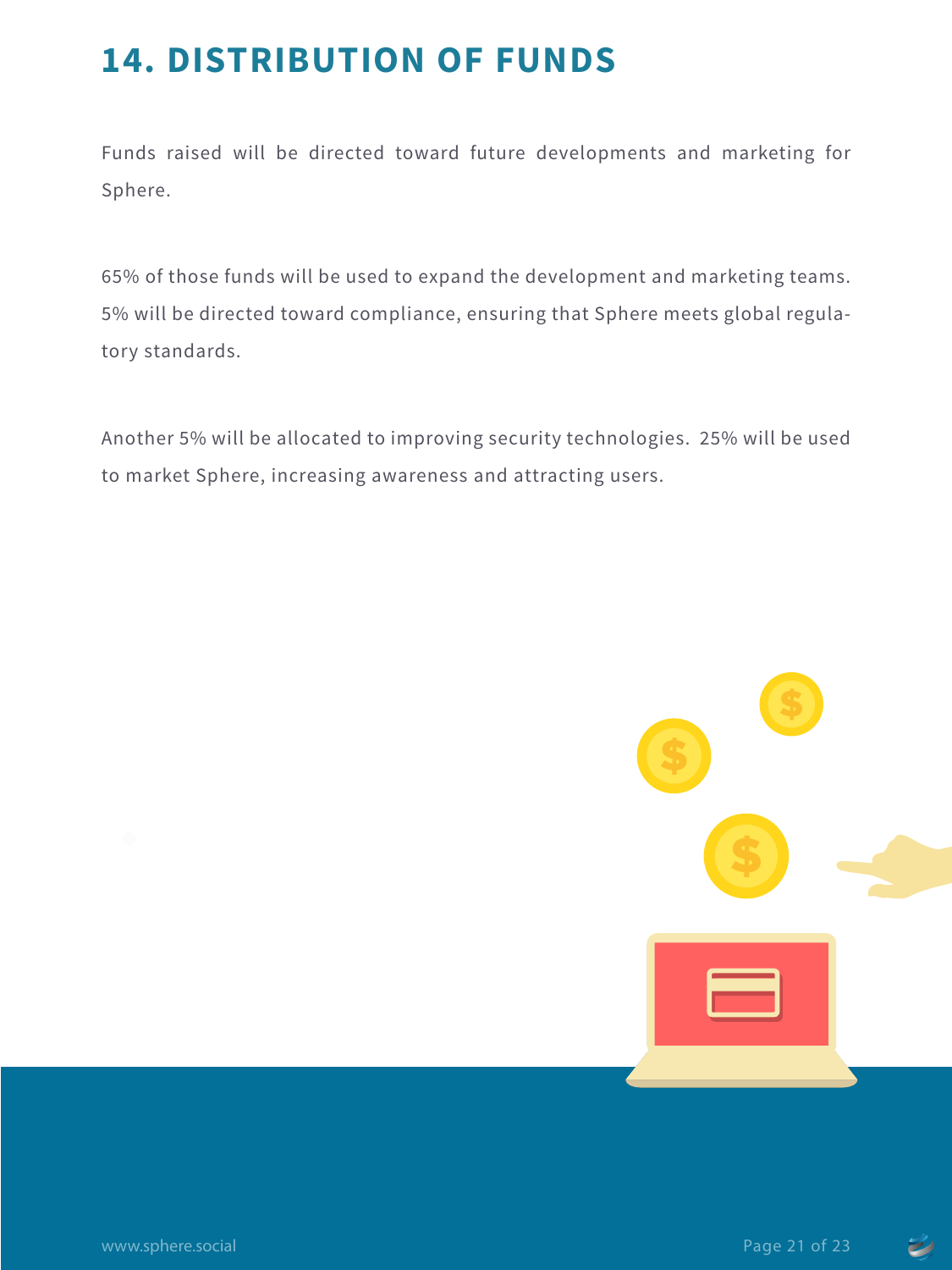# 14. DISTRIBUTION OF FUNDS

Funds raised will be directed toward future developments and marketing for Sphere.

65% of those funds will be used to expand the development and marketing teams. 5% will be directed toward compliance, ensuring that Sphere meets global regulatory standards.

Another 5% will be allocated to improving security technologies. 25% will be used to market Sphere, increasing awareness and attracting users.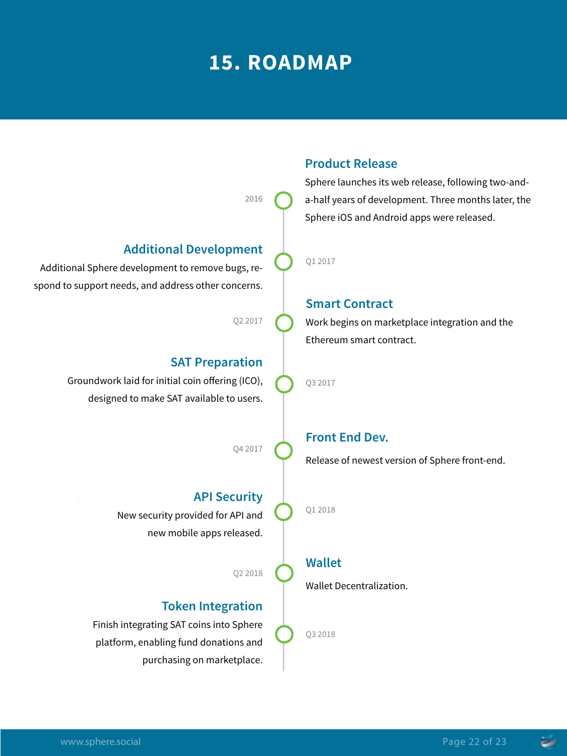# 15. ROADMAP

### Product Release

2016

Sphere launches its web release, following two-and-a-half years of development. Three months later, the Sphere iOS and Android apps were released.

### Additional Development

Q1 2017

Additional Sphere development to remove bugs, respond to support needs, and address other concerns.

### Smart Contract

Q2 2017

Work begins on marketplace integration and the Ethereum smart contract.

### SAT Preparation

Q3 2017

Groundwork laid for initial coin offering (ICO), designed to make SAT available to users.

### Front End Dev.

Q4 2017

Release of newest version of Sphere front-end.

### API Security

Q1 2018

New security provided for API and new mobile apps released.

### Wallet

Q2 2018

Wallet Decentralization.

### Token Integration

Q3 2018

Finish integrating SAT coins into Sphere platform, enabling fund donations and purchasing on marketplace.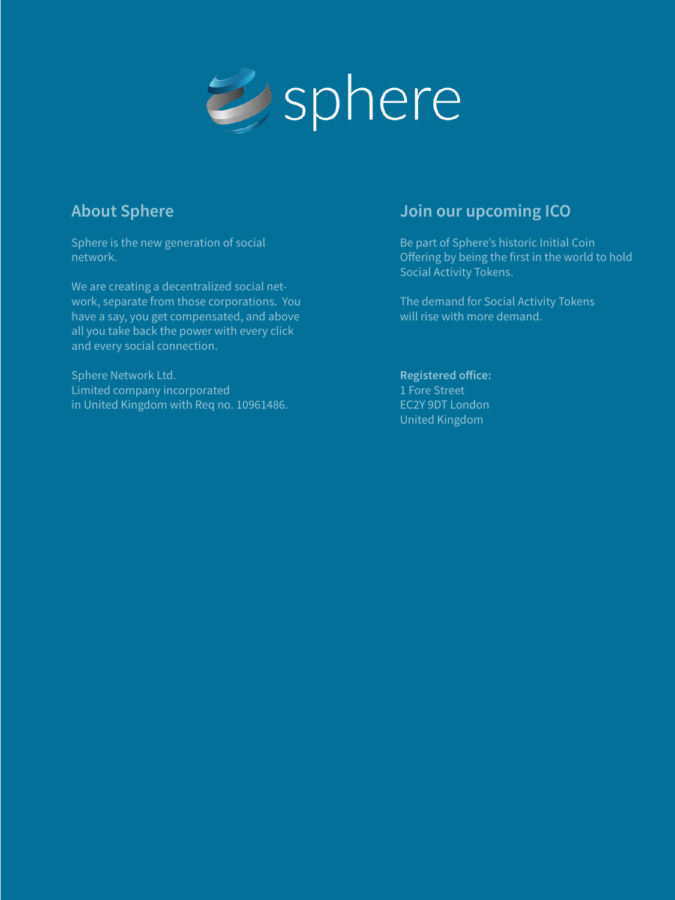sphere

## About Sphere

Sphere is the new generation of social network.

We are creating a decentralized social network, separate from those corporations. You have a say, you get compensated, and above all you take back the power with every click and every social connection.

Sphere Network Ltd.
Limited company incorporated
in United Kingdom with Req no. 10961486.

## Join our upcoming ICO

Be part of Sphere's historic Initial Coin Offering by being the first in the world to hold Social Activity Tokens.

The demand for Social Activity Tokens will rise with more demand.

**Registered office:**
1 Fore Street
EC2Y 9DT London
United Kingdom